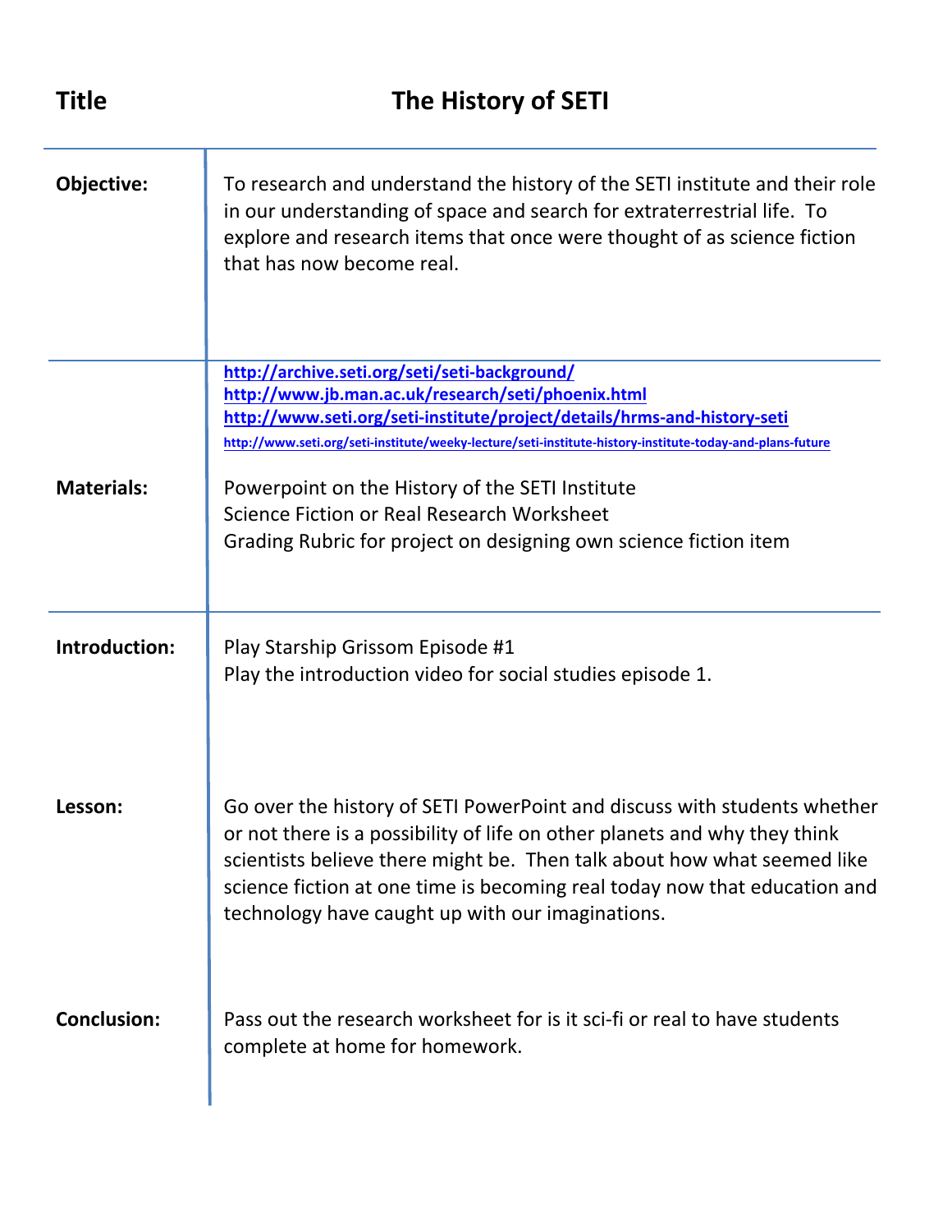| Title | The History of SETI |
| --- | --- |
| **Objective:** | To research and understand the history of the SETI institute and their role in our understanding of space and search for extraterrestrial life. To explore and research items that once were thought of as science fiction that has now become real. |
| **Materials:** | http://archive.seti.org/seti/seti-background/ <br> http://www.jb.man.ac.uk/research/seti/phoenix.html <br> http://www.seti.org/seti-institute/project/details/hrms-and-history-seti <br> http://www.seti.org/seti-institute/weeky-lecture/seti-institute-history-institute-today-and-plans-future <br><br> Powerpoint on the History of the SETI Institute <br> Science Fiction or Real Research Worksheet <br> Grading Rubric for project on designing own science fiction item |
| **Introduction:** | Play Starship Grissom Episode #1 <br> Play the introduction video for social studies episode 1. |
| **Lesson:** | Go over the history of SETI PowerPoint and discuss with students whether or not there is a possibility of life on other planets and why they think scientists believe there might be. Then talk about how what seemed like science fiction at one time is becoming real today now that education and technology have caught up with our imaginations. |
| **Conclusion:** | Pass out the research worksheet for is it sci-fi or real to have students complete at home for homework. |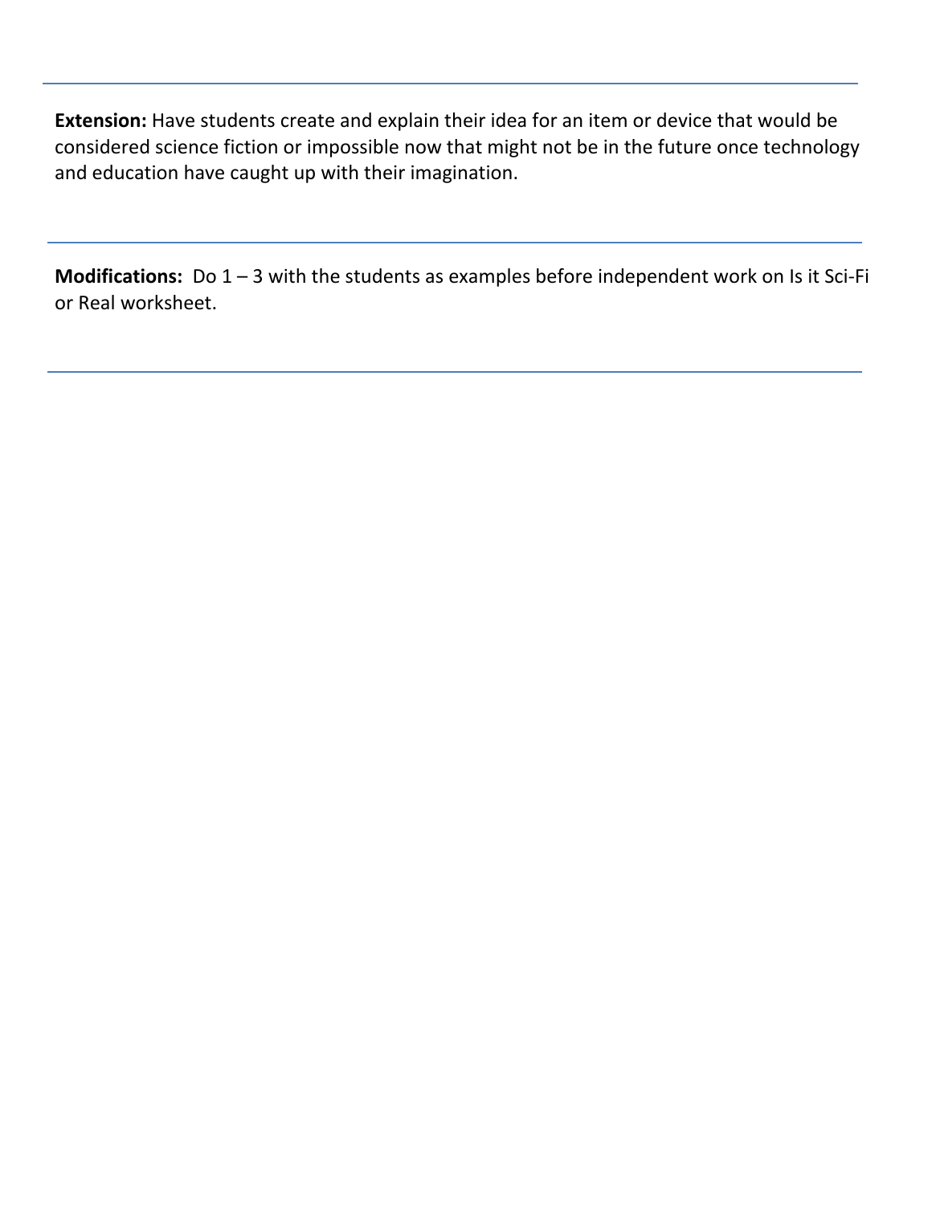---

**Extension:** Have students create and explain their idea for an item or device that would be considered science fiction or impossible now that might not be in the future once technology and education have caught up with their imagination.

---

**Modifications:** Do 1 – 3 with the students as examples before independent work on Is it Sci-Fi or Real worksheet.

---